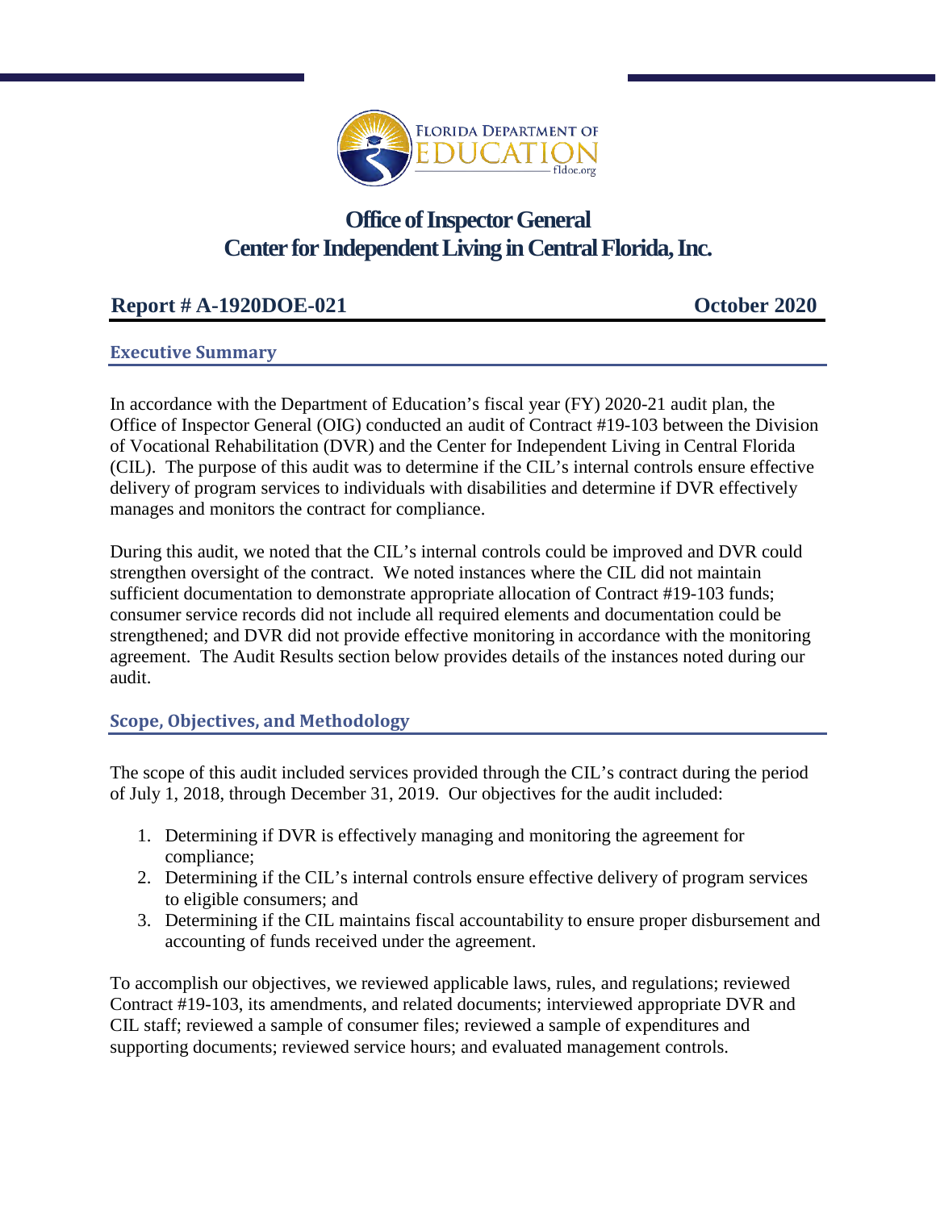# Office of Inspector General
# Center for Independent Living in Central Florida, Inc.

**Report # A-1920DOE-021** **October 2020**

## Executive Summary

In accordance with the Department of Education's fiscal year (FY) 2020-21 audit plan, the Office of Inspector General (OIG) conducted an audit of Contract #19-103 between the Division of Vocational Rehabilitation (DVR) and the Center for Independent Living in Central Florida (CIL). The purpose of this audit was to determine if the CIL's internal controls ensure effective delivery of program services to individuals with disabilities and determine if DVR effectively manages and monitors the contract for compliance.

During this audit, we noted that the CIL's internal controls could be improved and DVR could strengthen oversight of the contract. We noted instances where the CIL did not maintain sufficient documentation to demonstrate appropriate allocation of Contract #19-103 funds; consumer service records did not include all required elements and documentation could be strengthened; and DVR did not provide effective monitoring in accordance with the monitoring agreement. The Audit Results section below provides details of the instances noted during our audit.

## Scope, Objectives, and Methodology

The scope of this audit included services provided through the CIL's contract during the period of July 1, 2018, through December 31, 2019. Our objectives for the audit included:

1. Determining if DVR is effectively managing and monitoring the agreement for compliance;
2. Determining if the CIL's internal controls ensure effective delivery of program services to eligible consumers; and
3. Determining if the CIL maintains fiscal accountability to ensure proper disbursement and accounting of funds received under the agreement.

To accomplish our objectives, we reviewed applicable laws, rules, and regulations; reviewed Contract #19-103, its amendments, and related documents; interviewed appropriate DVR and CIL staff; reviewed a sample of consumer files; reviewed a sample of expenditures and supporting documents; reviewed service hours; and evaluated management controls.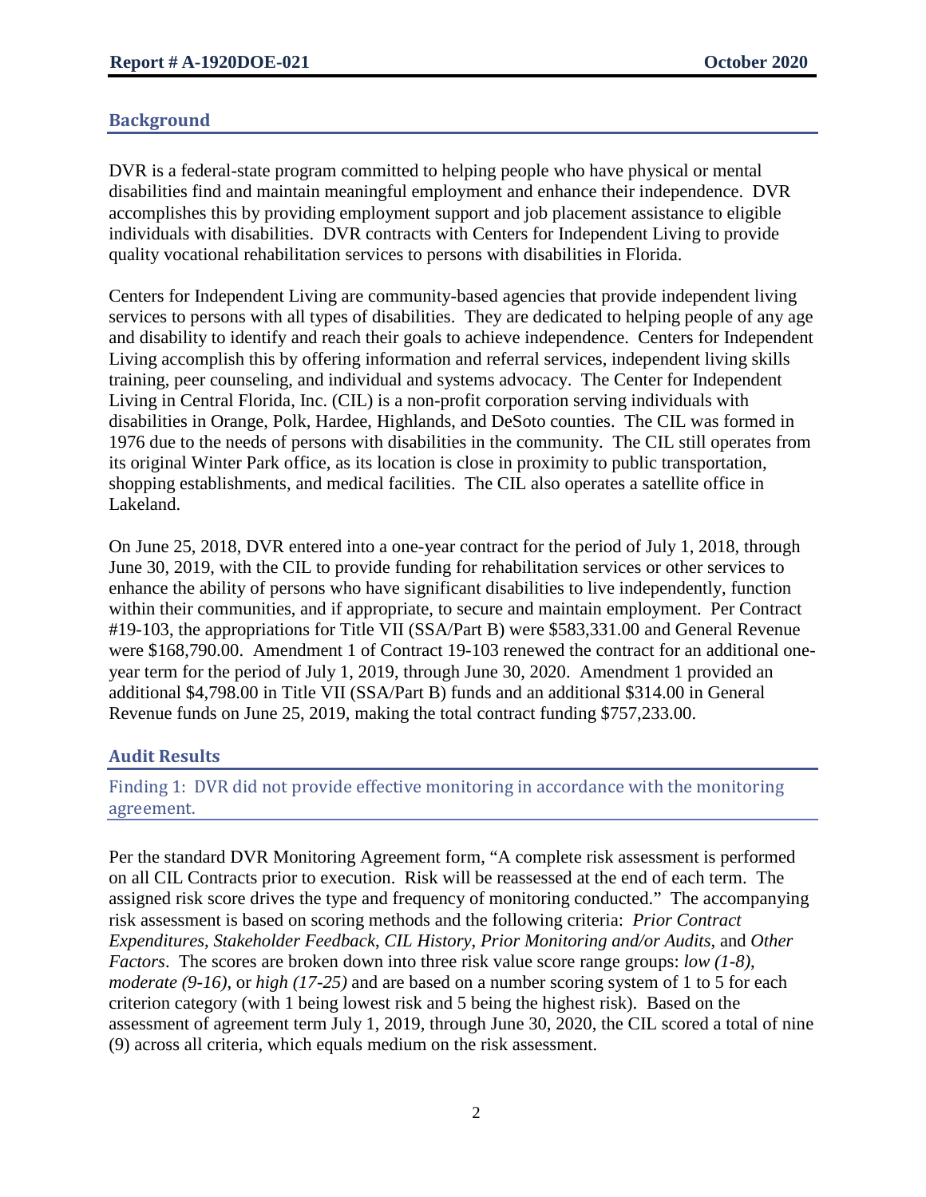## Background

DVR is a federal-state program committed to helping people who have physical or mental disabilities find and maintain meaningful employment and enhance their independence. DVR accomplishes this by providing employment support and job placement assistance to eligible individuals with disabilities. DVR contracts with Centers for Independent Living to provide quality vocational rehabilitation services to persons with disabilities in Florida.

Centers for Independent Living are community-based agencies that provide independent living services to persons with all types of disabilities. They are dedicated to helping people of any age and disability to identify and reach their goals to achieve independence. Centers for Independent Living accomplish this by offering information and referral services, independent living skills training, peer counseling, and individual and systems advocacy. The Center for Independent Living in Central Florida, Inc. (CIL) is a non-profit corporation serving individuals with disabilities in Orange, Polk, Hardee, Highlands, and DeSoto counties. The CIL was formed in 1976 due to the needs of persons with disabilities in the community. The CIL still operates from its original Winter Park office, as its location is close in proximity to public transportation, shopping establishments, and medical facilities. The CIL also operates a satellite office in Lakeland.

On June 25, 2018, DVR entered into a one-year contract for the period of July 1, 2018, through June 30, 2019, with the CIL to provide funding for rehabilitation services or other services to enhance the ability of persons who have significant disabilities to live independently, function within their communities, and if appropriate, to secure and maintain employment. Per Contract #19-103, the appropriations for Title VII (SSA/Part B) were $583,331.00 and General Revenue were $168,790.00. Amendment 1 of Contract 19-103 renewed the contract for an additional one-year term for the period of July 1, 2019, through June 30, 2020. Amendment 1 provided an additional $4,798.00 in Title VII (SSA/Part B) funds and an additional $314.00 in General Revenue funds on June 25, 2019, making the total contract funding $757,233.00.

## Audit Results

### Finding 1: DVR did not provide effective monitoring in accordance with the monitoring agreement.

Per the standard DVR Monitoring Agreement form, "A complete risk assessment is performed on all CIL Contracts prior to execution. Risk will be reassessed at the end of each term. The assigned risk score drives the type and frequency of monitoring conducted." The accompanying risk assessment is based on scoring methods and the following criteria: *Prior Contract Expenditures*, *Stakeholder Feedback*, *CIL History*, *Prior Monitoring and/or Audits*, and *Other Factors*. The scores are broken down into three risk value score range groups: *low (1-8)*, *moderate (9-16)*, or *high (17-25)* and are based on a number scoring system of 1 to 5 for each criterion category (with 1 being lowest risk and 5 being the highest risk). Based on the assessment of agreement term July 1, 2019, through June 30, 2020, the CIL scored a total of nine (9) across all criteria, which equals medium on the risk assessment.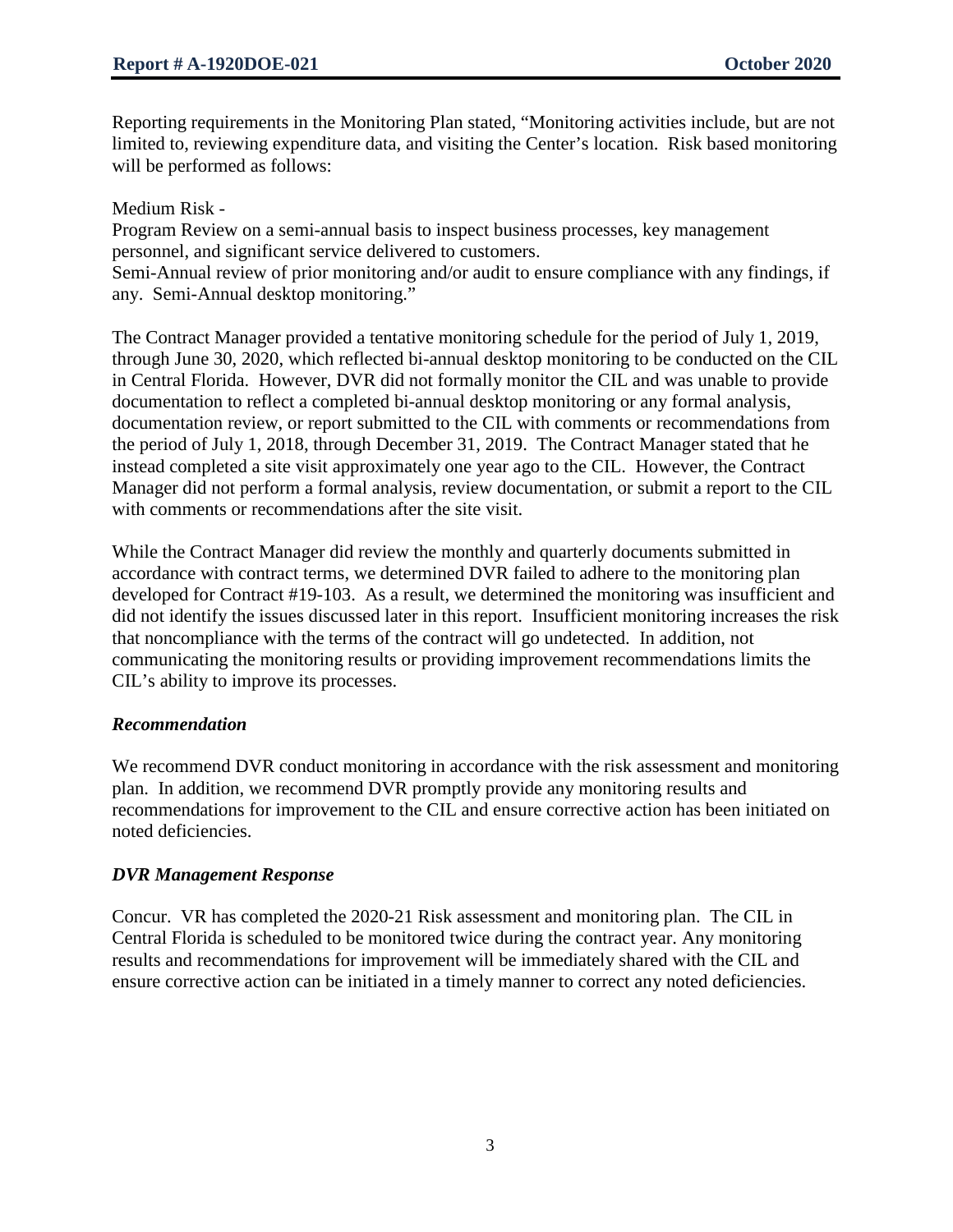Reporting requirements in the Monitoring Plan stated, "Monitoring activities include, but are not limited to, reviewing expenditure data, and visiting the Center's location. Risk based monitoring will be performed as follows:

Medium Risk -
Program Review on a semi-annual basis to inspect business processes, key management personnel, and significant service delivered to customers.
Semi-Annual review of prior monitoring and/or audit to ensure compliance with any findings, if any. Semi-Annual desktop monitoring."

The Contract Manager provided a tentative monitoring schedule for the period of July 1, 2019, through June 30, 2020, which reflected bi-annual desktop monitoring to be conducted on the CIL in Central Florida. However, DVR did not formally monitor the CIL and was unable to provide documentation to reflect a completed bi-annual desktop monitoring or any formal analysis, documentation review, or report submitted to the CIL with comments or recommendations from the period of July 1, 2018, through December 31, 2019. The Contract Manager stated that he instead completed a site visit approximately one year ago to the CIL. However, the Contract Manager did not perform a formal analysis, review documentation, or submit a report to the CIL with comments or recommendations after the site visit.

While the Contract Manager did review the monthly and quarterly documents submitted in accordance with contract terms, we determined DVR failed to adhere to the monitoring plan developed for Contract #19-103. As a result, we determined the monitoring was insufficient and did not identify the issues discussed later in this report. Insufficient monitoring increases the risk that noncompliance with the terms of the contract will go undetected. In addition, not communicating the monitoring results or providing improvement recommendations limits the CIL's ability to improve its processes.

### *Recommendation*

We recommend DVR conduct monitoring in accordance with the risk assessment and monitoring plan. In addition, we recommend DVR promptly provide any monitoring results and recommendations for improvement to the CIL and ensure corrective action has been initiated on noted deficiencies.

### *DVR Management Response*

Concur. VR has completed the 2020-21 Risk assessment and monitoring plan. The CIL in Central Florida is scheduled to be monitored twice during the contract year. Any monitoring results and recommendations for improvement will be immediately shared with the CIL and ensure corrective action can be initiated in a timely manner to correct any noted deficiencies.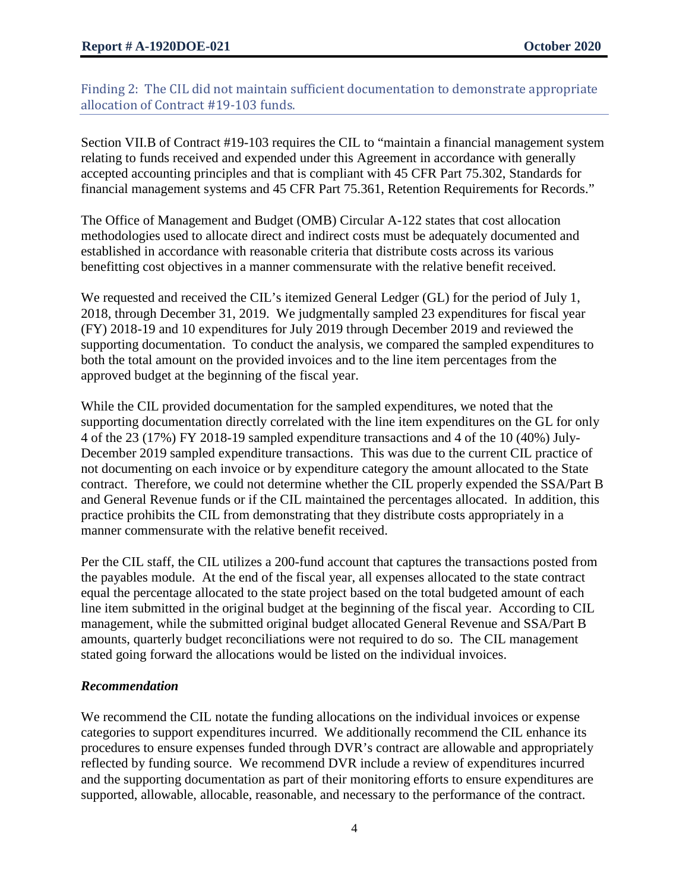## Finding 2: The CIL did not maintain sufficient documentation to demonstrate appropriate allocation of Contract #19-103 funds.

Section VII.B of Contract #19-103 requires the CIL to "maintain a financial management system relating to funds received and expended under this Agreement in accordance with generally accepted accounting principles and that is compliant with 45 CFR Part 75.302, Standards for financial management systems and 45 CFR Part 75.361, Retention Requirements for Records."

The Office of Management and Budget (OMB) Circular A-122 states that cost allocation methodologies used to allocate direct and indirect costs must be adequately documented and established in accordance with reasonable criteria that distribute costs across its various benefitting cost objectives in a manner commensurate with the relative benefit received.

We requested and received the CIL's itemized General Ledger (GL) for the period of July 1, 2018, through December 31, 2019. We judgmentally sampled 23 expenditures for fiscal year (FY) 2018-19 and 10 expenditures for July 2019 through December 2019 and reviewed the supporting documentation. To conduct the analysis, we compared the sampled expenditures to both the total amount on the provided invoices and to the line item percentages from the approved budget at the beginning of the fiscal year.

While the CIL provided documentation for the sampled expenditures, we noted that the supporting documentation directly correlated with the line item expenditures on the GL for only 4 of the 23 (17%) FY 2018-19 sampled expenditure transactions and 4 of the 10 (40%) July-December 2019 sampled expenditure transactions. This was due to the current CIL practice of not documenting on each invoice or by expenditure category the amount allocated to the State contract. Therefore, we could not determine whether the CIL properly expended the SSA/Part B and General Revenue funds or if the CIL maintained the percentages allocated. In addition, this practice prohibits the CIL from demonstrating that they distribute costs appropriately in a manner commensurate with the relative benefit received.

Per the CIL staff, the CIL utilizes a 200-fund account that captures the transactions posted from the payables module. At the end of the fiscal year, all expenses allocated to the state contract equal the percentage allocated to the state project based on the total budgeted amount of each line item submitted in the original budget at the beginning of the fiscal year. According to CIL management, while the submitted original budget allocated General Revenue and SSA/Part B amounts, quarterly budget reconciliations were not required to do so. The CIL management stated going forward the allocations would be listed on the individual invoices.

### *Recommendation*

We recommend the CIL notate the funding allocations on the individual invoices or expense categories to support expenditures incurred. We additionally recommend the CIL enhance its procedures to ensure expenses funded through DVR's contract are allowable and appropriately reflected by funding source. We recommend DVR include a review of expenditures incurred and the supporting documentation as part of their monitoring efforts to ensure expenditures are supported, allowable, allocable, reasonable, and necessary to the performance of the contract.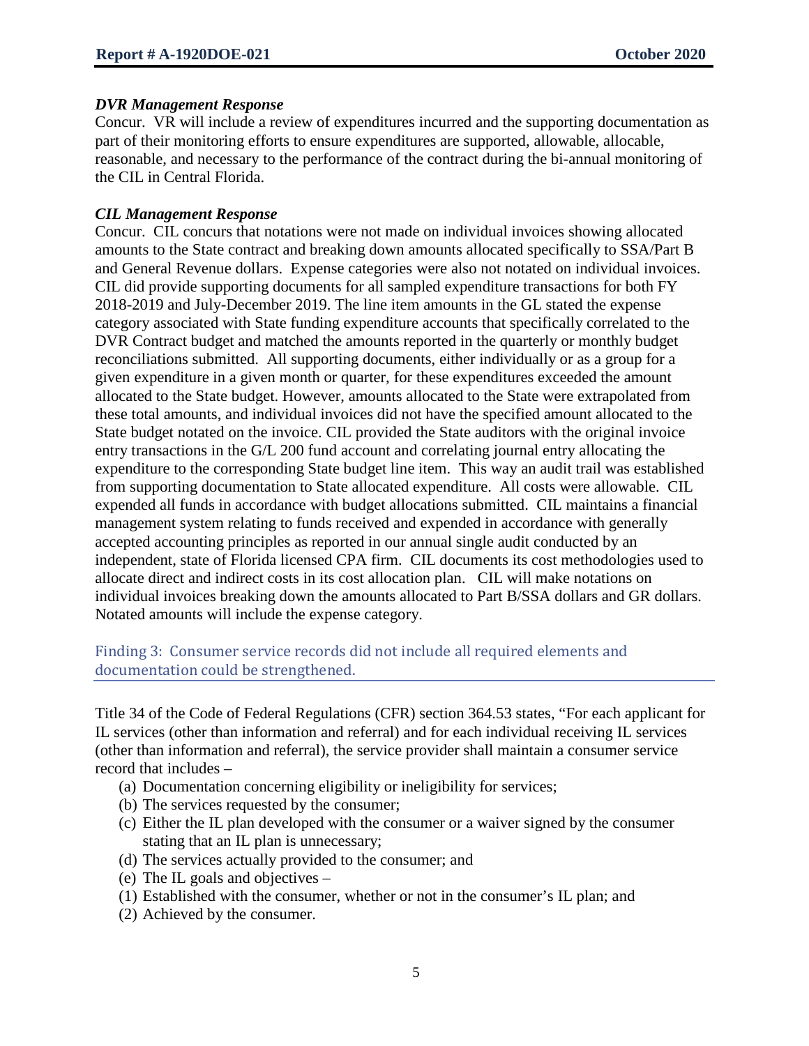### *DVR Management Response*

Concur. VR will include a review of expenditures incurred and the supporting documentation as part of their monitoring efforts to ensure expenditures are supported, allowable, allocable, reasonable, and necessary to the performance of the contract during the bi-annual monitoring of the CIL in Central Florida.

### *CIL Management Response*

Concur. CIL concurs that notations were not made on individual invoices showing allocated amounts to the State contract and breaking down amounts allocated specifically to SSA/Part B and General Revenue dollars. Expense categories were also not notated on individual invoices. CIL did provide supporting documents for all sampled expenditure transactions for both FY 2018-2019 and July-December 2019. The line item amounts in the GL stated the expense category associated with State funding expenditure accounts that specifically correlated to the DVR Contract budget and matched the amounts reported in the quarterly or monthly budget reconciliations submitted. All supporting documents, either individually or as a group for a given expenditure in a given month or quarter, for these expenditures exceeded the amount allocated to the State budget. However, amounts allocated to the State were extrapolated from these total amounts, and individual invoices did not have the specified amount allocated to the State budget notated on the invoice. CIL provided the State auditors with the original invoice entry transactions in the G/L 200 fund account and correlating journal entry allocating the expenditure to the corresponding State budget line item. This way an audit trail was established from supporting documentation to State allocated expenditure. All costs were allowable. CIL expended all funds in accordance with budget allocations submitted. CIL maintains a financial management system relating to funds received and expended in accordance with generally accepted accounting principles as reported in our annual single audit conducted by an independent, state of Florida licensed CPA firm. CIL documents its cost methodologies used to allocate direct and indirect costs in its cost allocation plan. CIL will make notations on individual invoices breaking down the amounts allocated to Part B/SSA dollars and GR dollars. Notated amounts will include the expense category.

## Finding 3: Consumer service records did not include all required elements and documentation could be strengthened.

Title 34 of the Code of Federal Regulations (CFR) section 364.53 states, "For each applicant for IL services (other than information and referral) and for each individual receiving IL services (other than information and referral), the service provider shall maintain a consumer service record that includes –

(a) Documentation concerning eligibility or ineligibility for services;
(b) The services requested by the consumer;
(c) Either the IL plan developed with the consumer or a waiver signed by the consumer stating that an IL plan is unnecessary;
(d) The services actually provided to the consumer; and
(e) The IL goals and objectives –
(1) Established with the consumer, whether or not in the consumer's IL plan; and
(2) Achieved by the consumer.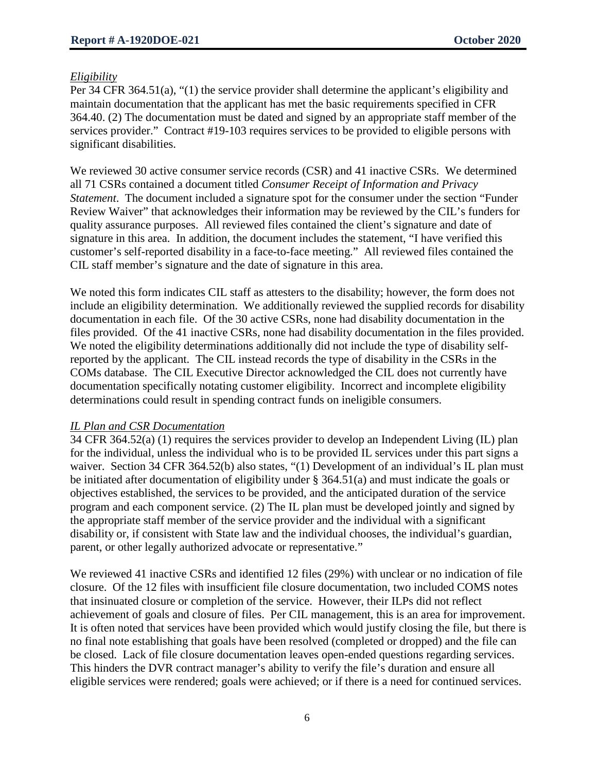*Eligibility*

Per 34 CFR 364.51(a), "(1) the service provider shall determine the applicant's eligibility and maintain documentation that the applicant has met the basic requirements specified in CFR 364.40. (2) The documentation must be dated and signed by an appropriate staff member of the services provider." Contract #19-103 requires services to be provided to eligible persons with significant disabilities.

We reviewed 30 active consumer service records (CSR) and 41 inactive CSRs. We determined all 71 CSRs contained a document titled *Consumer Receipt of Information and Privacy Statement*. The document included a signature spot for the consumer under the section "Funder Review Waiver" that acknowledges their information may be reviewed by the CIL's funders for quality assurance purposes. All reviewed files contained the client's signature and date of signature in this area. In addition, the document includes the statement, "I have verified this customer's self-reported disability in a face-to-face meeting." All reviewed files contained the CIL staff member's signature and the date of signature in this area.

We noted this form indicates CIL staff as attesters to the disability; however, the form does not include an eligibility determination. We additionally reviewed the supplied records for disability documentation in each file. Of the 30 active CSRs, none had disability documentation in the files provided. Of the 41 inactive CSRs, none had disability documentation in the files provided. We noted the eligibility determinations additionally did not include the type of disability self-reported by the applicant. The CIL instead records the type of disability in the CSRs in the COMs database. The CIL Executive Director acknowledged the CIL does not currently have documentation specifically notating customer eligibility. Incorrect and incomplete eligibility determinations could result in spending contract funds on ineligible consumers.

*IL Plan and CSR Documentation*

34 CFR 364.52(a) (1) requires the services provider to develop an Independent Living (IL) plan for the individual, unless the individual who is to be provided IL services under this part signs a waiver. Section 34 CFR 364.52(b) also states, "(1) Development of an individual's IL plan must be initiated after documentation of eligibility under § 364.51(a) and must indicate the goals or objectives established, the services to be provided, and the anticipated duration of the service program and each component service. (2) The IL plan must be developed jointly and signed by the appropriate staff member of the service provider and the individual with a significant disability or, if consistent with State law and the individual chooses, the individual's guardian, parent, or other legally authorized advocate or representative."

We reviewed 41 inactive CSRs and identified 12 files (29%) with unclear or no indication of file closure. Of the 12 files with insufficient file closure documentation, two included COMS notes that insinuated closure or completion of the service. However, their ILPs did not reflect achievement of goals and closure of files. Per CIL management, this is an area for improvement. It is often noted that services have been provided which would justify closing the file, but there is no final note establishing that goals have been resolved (completed or dropped) and the file can be closed. Lack of file closure documentation leaves open-ended questions regarding services. This hinders the DVR contract manager's ability to verify the file's duration and ensure all eligible services were rendered; goals were achieved; or if there is a need for continued services.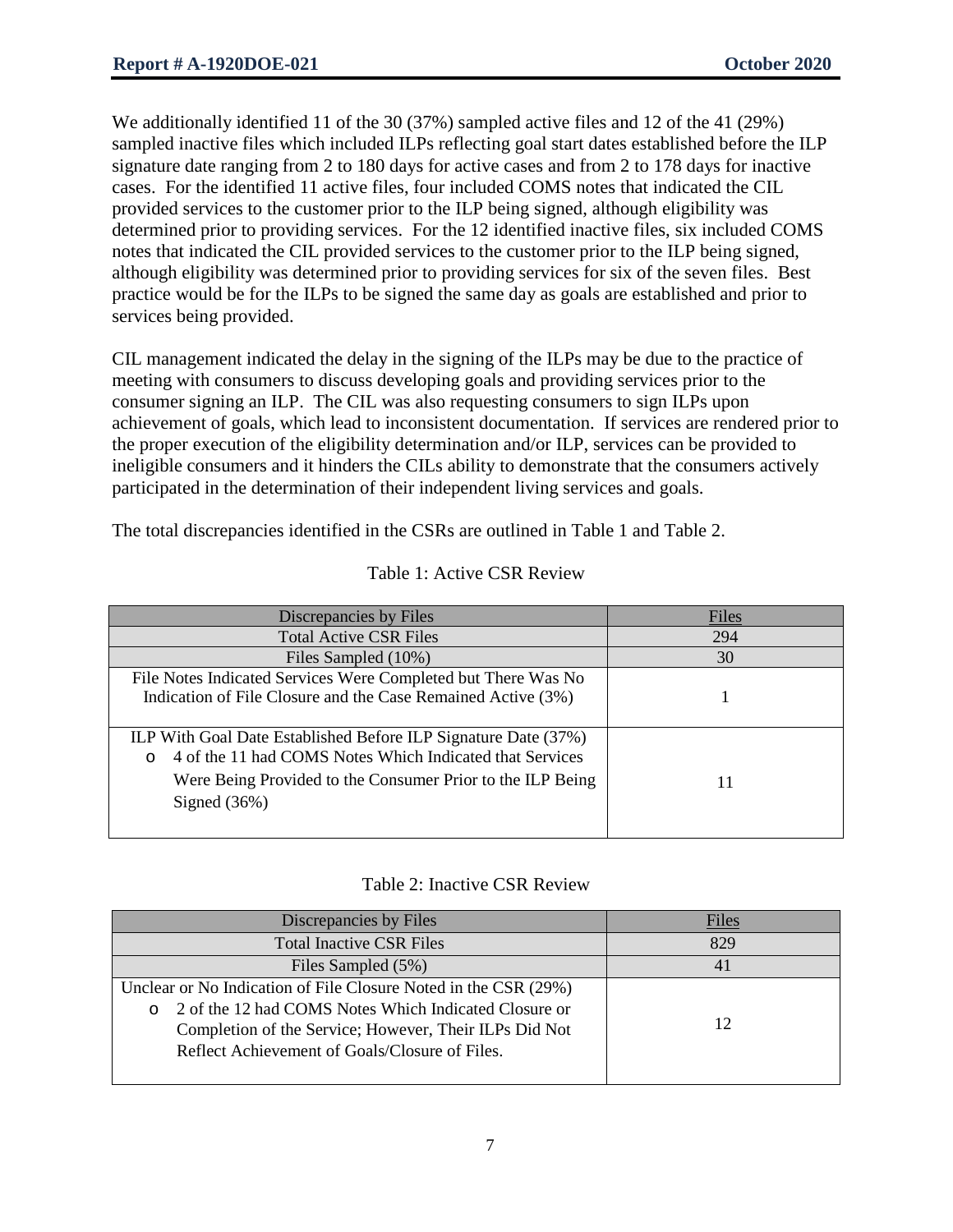We additionally identified 11 of the 30 (37%) sampled active files and 12 of the 41 (29%) sampled inactive files which included ILPs reflecting goal start dates established before the ILP signature date ranging from 2 to 180 days for active cases and from 2 to 178 days for inactive cases. For the identified 11 active files, four included COMS notes that indicated the CIL provided services to the customer prior to the ILP being signed, although eligibility was determined prior to providing services. For the 12 identified inactive files, six included COMS notes that indicated the CIL provided services to the customer prior to the ILP being signed, although eligibility was determined prior to providing services for six of the seven files. Best practice would be for the ILPs to be signed the same day as goals are established and prior to services being provided.

CIL management indicated the delay in the signing of the ILPs may be due to the practice of meeting with consumers to discuss developing goals and providing services prior to the consumer signing an ILP. The CIL was also requesting consumers to sign ILPs upon achievement of goals, which lead to inconsistent documentation. If services are rendered prior to the proper execution of the eligibility determination and/or ILP, services can be provided to ineligible consumers and it hinders the CILs ability to demonstrate that the consumers actively participated in the determination of their independent living services and goals.

The total discrepancies identified in the CSRs are outlined in Table 1 and Table 2.

Table 1: Active CSR Review

| Discrepancies by Files | Files |
|---|---|
| Total Active CSR Files | 294 |
| Files Sampled (10%) | 30 |
| File Notes Indicated Services Were Completed but There Was No Indication of File Closure and the Case Remained Active (3%) | 1 |
| ILP With Goal Date Established Before ILP Signature Date (37%)<br>o 4 of the 11 had COMS Notes Which Indicated that Services Were Being Provided to the Consumer Prior to the ILP Being Signed (36%) | 11 |

Table 2: Inactive CSR Review

| Discrepancies by Files | Files |
|---|---|
| Total Inactive CSR Files | 829 |
| Files Sampled (5%) | 41 |
| Unclear or No Indication of File Closure Noted in the CSR (29%)<br>o 2 of the 12 had COMS Notes Which Indicated Closure or Completion of the Service; However, Their ILPs Did Not Reflect Achievement of Goals/Closure of Files. | 12 |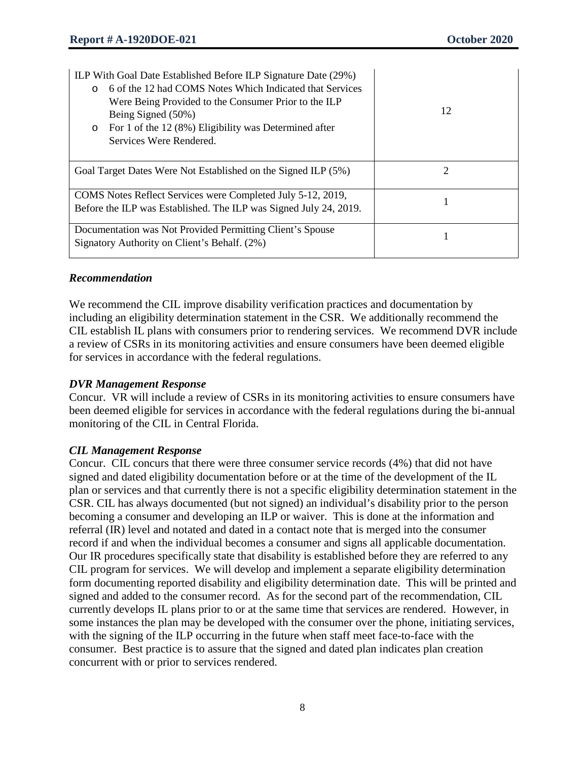| | |
|---|---|
| ILP With Goal Date Established Before ILP Signature Date (29%)<br>o 6 of the 12 had COMS Notes Which Indicated that Services Were Being Provided to the Consumer Prior to the ILP Being Signed (50%)<br>o For 1 of the 12 (8%) Eligibility was Determined after Services Were Rendered. | 12 |
| Goal Target Dates Were Not Established on the Signed ILP (5%) | 2 |
| COMS Notes Reflect Services were Completed July 5-12, 2019, Before the ILP was Established. The ILP was Signed July 24, 2019. | 1 |
| Documentation was Not Provided Permitting Client's Spouse Signatory Authority on Client's Behalf. (2%) | 1 |

### *Recommendation*

We recommend the CIL improve disability verification practices and documentation by including an eligibility determination statement in the CSR. We additionally recommend the CIL establish IL plans with consumers prior to rendering services. We recommend DVR include a review of CSRs in its monitoring activities and ensure consumers have been deemed eligible for services in accordance with the federal regulations.

### *DVR Management Response*

Concur. VR will include a review of CSRs in its monitoring activities to ensure consumers have been deemed eligible for services in accordance with the federal regulations during the bi-annual monitoring of the CIL in Central Florida.

### *CIL Management Response*

Concur. CIL concurs that there were three consumer service records (4%) that did not have signed and dated eligibility documentation before or at the time of the development of the IL plan or services and that currently there is not a specific eligibility determination statement in the CSR. CIL has always documented (but not signed) an individual's disability prior to the person becoming a consumer and developing an ILP or waiver. This is done at the information and referral (IR) level and notated and dated in a contact note that is merged into the consumer record if and when the individual becomes a consumer and signs all applicable documentation. Our IR procedures specifically state that disability is established before they are referred to any CIL program for services. We will develop and implement a separate eligibility determination form documenting reported disability and eligibility determination date. This will be printed and signed and added to the consumer record. As for the second part of the recommendation, CIL currently develops IL plans prior to or at the same time that services are rendered. However, in some instances the plan may be developed with the consumer over the phone, initiating services, with the signing of the ILP occurring in the future when staff meet face-to-face with the consumer. Best practice is to assure that the signed and dated plan indicates plan creation concurrent with or prior to services rendered.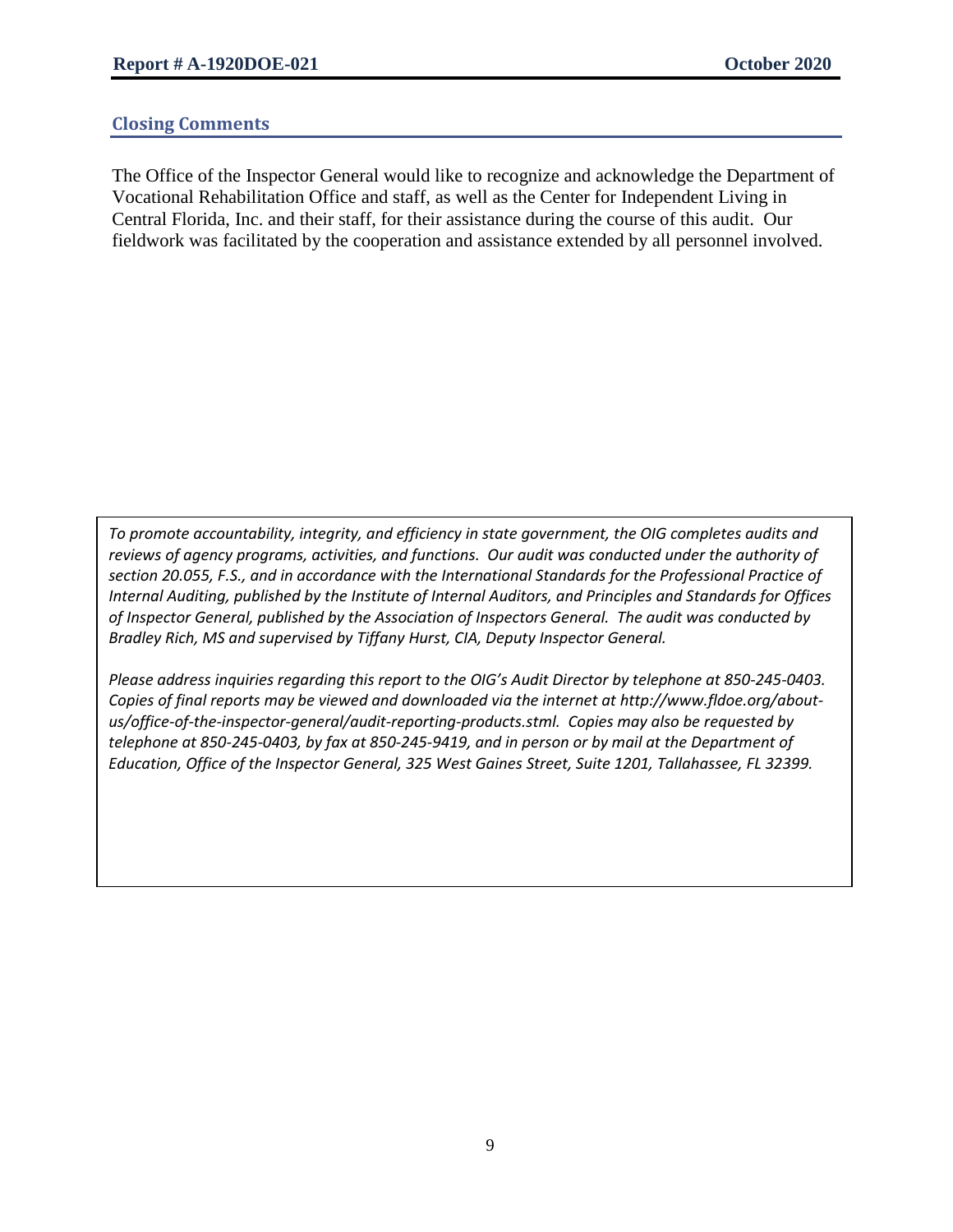## Closing Comments

The Office of the Inspector General would like to recognize and acknowledge the Department of Vocational Rehabilitation Office and staff, as well as the Center for Independent Living in Central Florida, Inc. and their staff, for their assistance during the course of this audit. Our fieldwork was facilitated by the cooperation and assistance extended by all personnel involved.

*To promote accountability, integrity, and efficiency in state government, the OIG completes audits and reviews of agency programs, activities, and functions. Our audit was conducted under the authority of section 20.055, F.S., and in accordance with the International Standards for the Professional Practice of Internal Auditing, published by the Institute of Internal Auditors, and Principles and Standards for Offices of Inspector General, published by the Association of Inspectors General. The audit was conducted by Bradley Rich, MS and supervised by Tiffany Hurst, CIA, Deputy Inspector General.*

*Please address inquiries regarding this report to the OIG's Audit Director by telephone at 850-245-0403. Copies of final reports may be viewed and downloaded via the internet at http://www.fldoe.org/about-us/office-of-the-inspector-general/audit-reporting-products.stml. Copies may also be requested by telephone at 850-245-0403, by fax at 850-245-9419, and in person or by mail at the Department of Education, Office of the Inspector General, 325 West Gaines Street, Suite 1201, Tallahassee, FL 32399.*